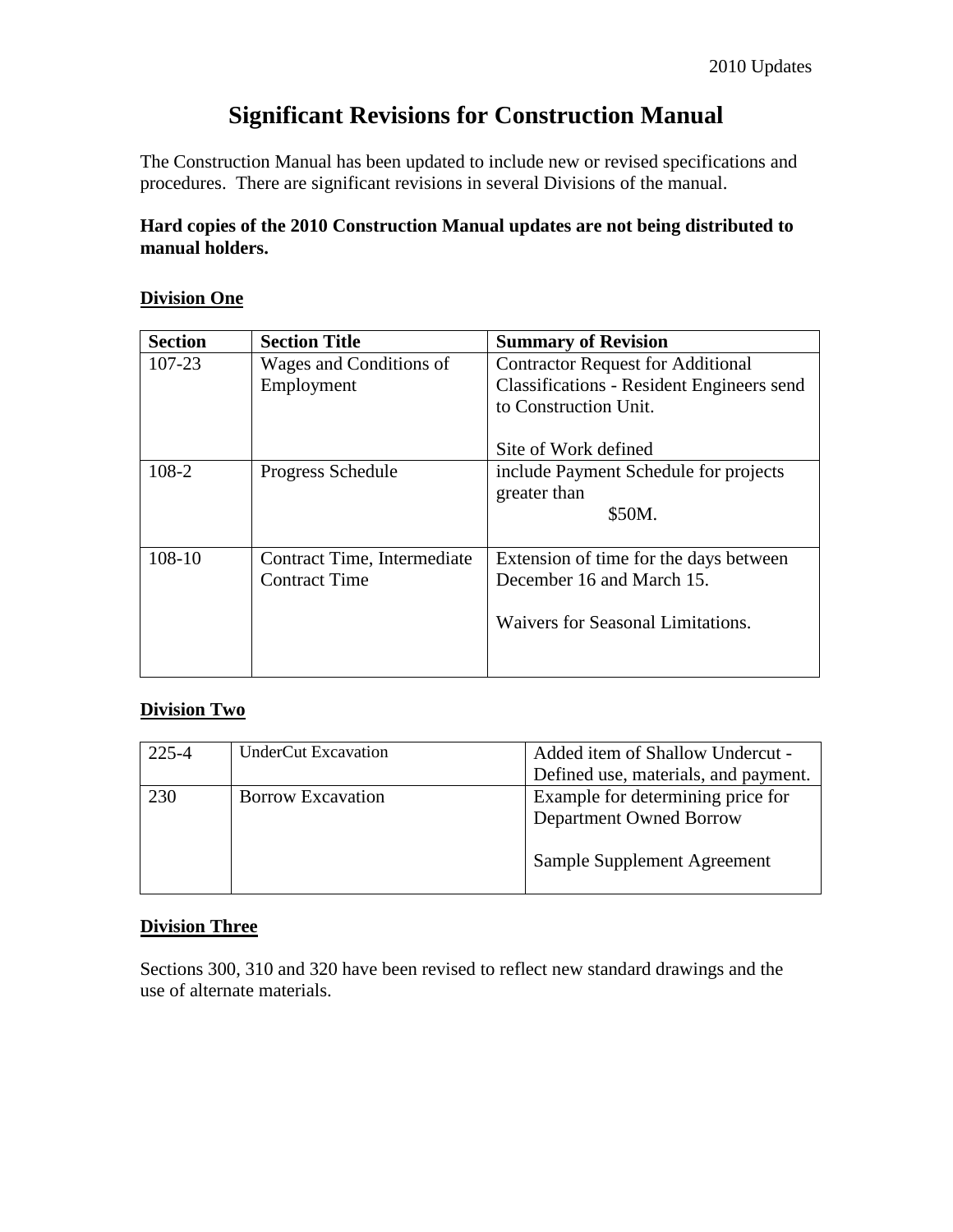# Significant Revisions for Construction Manual

The Construction Manual has been updated to include new or revised specifications and procedures. There are significant revisions in several Divisions of the manual.

**Hard copies of the 2010 Construction Manual updates are not being distributed to manual holders.**

## Division One

| Section | Section Title | Summary of Revision |
|---|---|---|
| 107-23 | Wages and Conditions of Employment | Contractor Request for Additional Classifications - Resident Engineers send to Construction Unit.<br><br>Site of Work defined |
| 108-2 | Progress Schedule | include Payment Schedule for projects greater than $50M. |
| 108-10 | Contract Time, Intermediate Contract Time | Extension of time for the days between December 16 and March 15.<br><br>Waivers for Seasonal Limitations. |

## Division Two

| 225-4 | UnderCut Excavation | Added item of Shallow Undercut - Defined use, materials, and payment. |
|---|---|---|
| 230 | Borrow Excavation | Example for determining price for Department Owned Borrow<br><br>Sample Supplement Agreement |

## Division Three

Sections 300, 310 and 320 have been revised to reflect new standard drawings and the use of alternate materials.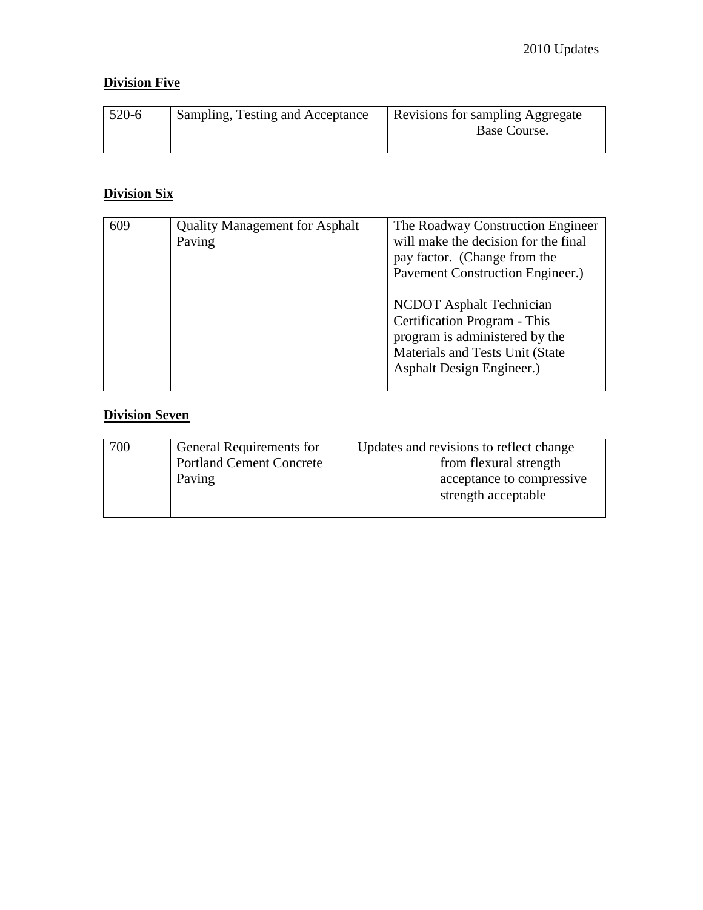**Division Five**

| 520-6 | Sampling, Testing and Acceptance | Revisions for sampling Aggregate Base Course. |
|---|---|---|

**Division Six**

| 609 | Quality Management for Asphalt Paving | The Roadway Construction Engineer will make the decision for the final pay factor. (Change from the Pavement Construction Engineer.)<br><br>NCDOT Asphalt Technician Certification Program - This program is administered by the Materials and Tests Unit (State Asphalt Design Engineer.) |
|---|---|---|

**Division Seven**

| 700 | General Requirements for Portland Cement Concrete Paving | Updates and revisions to reflect change from flexural strength acceptance to compressive strength acceptable |
|---|---|---|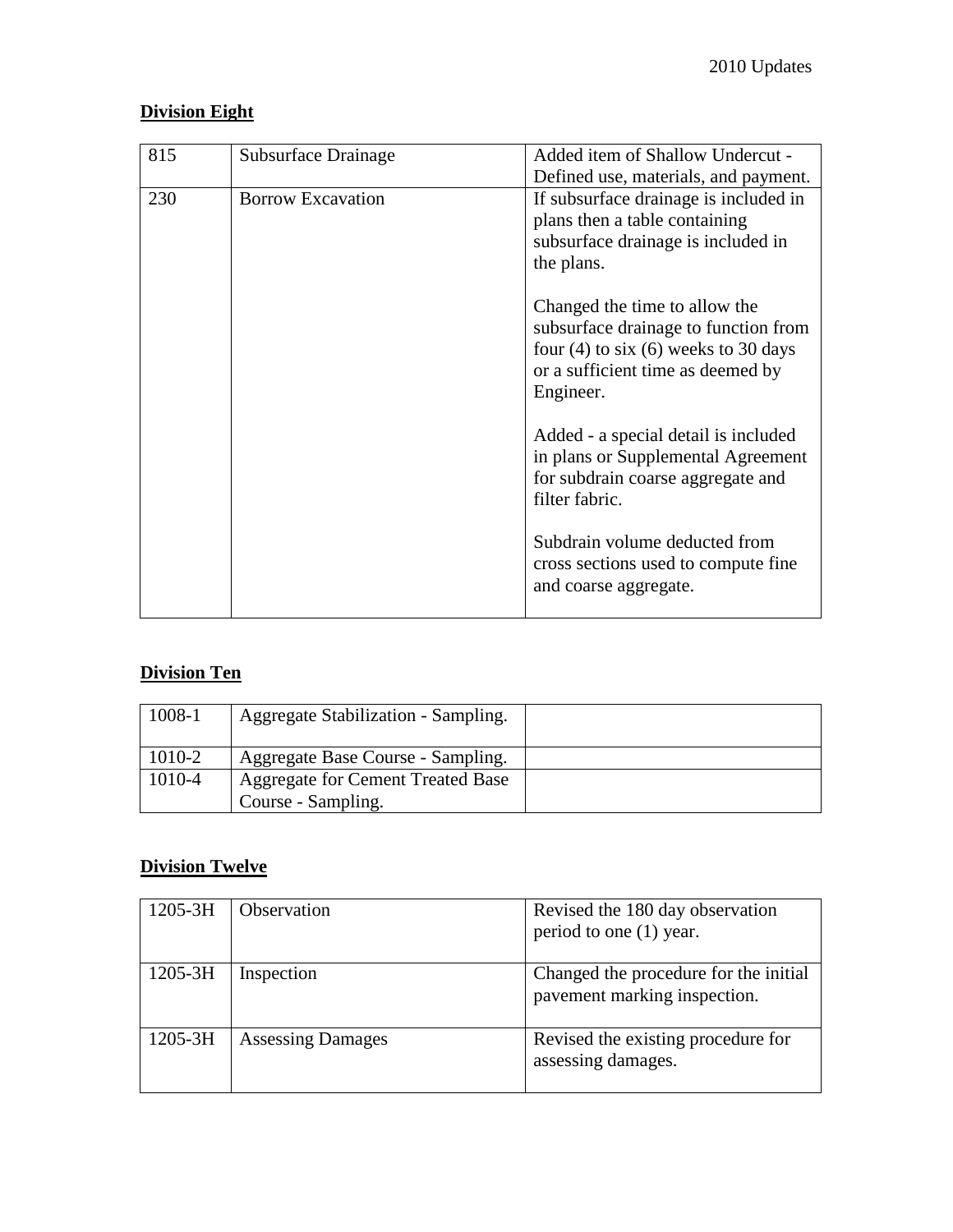## Division Eight

| | | |
|---|---|---|
| 815 | Subsurface Drainage | Added item of Shallow Undercut - Defined use, materials, and payment. |
| 230 | Borrow Excavation | If subsurface drainage is included in plans then a table containing subsurface drainage is included in the plans.<br><br>Changed the time to allow the subsurface drainage to function from four (4) to six (6) weeks to 30 days or a sufficient time as deemed by Engineer.<br><br>Added - a special detail is included in plans or Supplemental Agreement for subdrain coarse aggregate and filter fabric.<br><br>Subdrain volume deducted from cross sections used to compute fine and coarse aggregate. |

## Division Ten

| | | |
|---|---|---|
| 1008-1 | Aggregate Stabilization - Sampling. | |
| 1010-2 | Aggregate Base Course - Sampling. | |
| 1010-4 | Aggregate for Cement Treated Base Course - Sampling. | |

## Division Twelve

| | | |
|---|---|---|
| 1205-3H | Observation | Revised the 180 day observation period to one (1) year. |
| 1205-3H | Inspection | Changed the procedure for the initial pavement marking inspection. |
| 1205-3H | Assessing Damages | Revised the existing procedure for assessing damages. |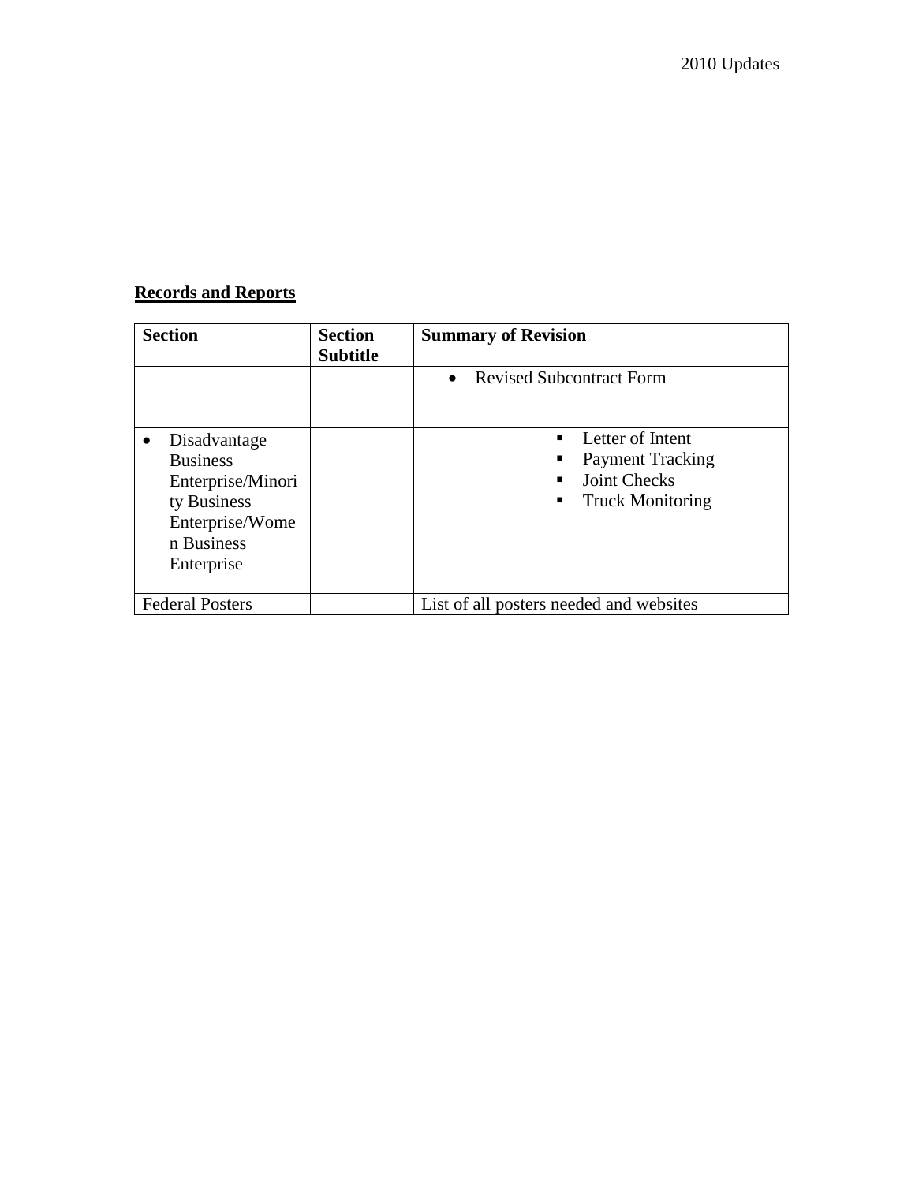**Records and Reports**

| Section | Section Subtitle | Summary of Revision |
|---|---|---|
| | | • Revised Subcontract Form |
| • Disadvantage Business Enterprise/Minority Business Enterprise/Women Business Enterprise | | ▪ Letter of Intent<br>▪ Payment Tracking<br>▪ Joint Checks<br>▪ Truck Monitoring |
| Federal Posters | | List of all posters needed and websites |